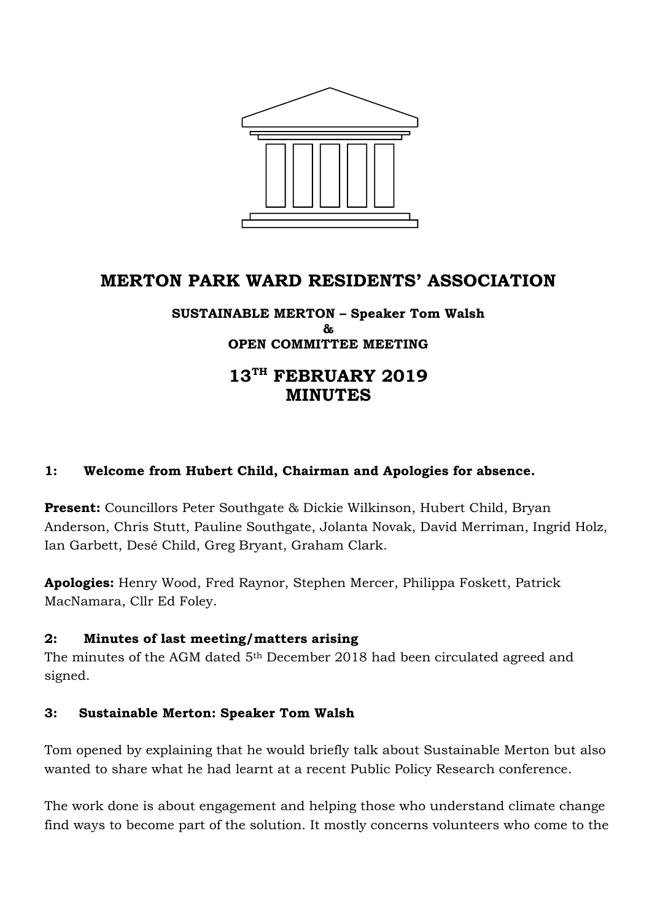# MERTON PARK WARD RESIDENTS' ASSOCIATION

**SUSTAINABLE MERTON – Speaker Tom Walsh**
**&**
**OPEN COMMITTEE MEETING**

## 13TH FEBRUARY 2019
## MINUTES

### 1: Welcome from Hubert Child, Chairman and Apologies for absence.

**Present:** Councillors Peter Southgate & Dickie Wilkinson, Hubert Child, Bryan Anderson, Chris Stutt, Pauline Southgate, Jolanta Novak, David Merriman, Ingrid Holz, Ian Garbett, Desé Child, Greg Bryant, Graham Clark.

**Apologies:** Henry Wood, Fred Raynor, Stephen Mercer, Philippa Foskett, Patrick MacNamara, Cllr Ed Foley.

### 2: Minutes of last meeting/matters arising

The minutes of the AGM dated 5th December 2018 had been circulated agreed and signed.

### 3: Sustainable Merton: Speaker Tom Walsh

Tom opened by explaining that he would briefly talk about Sustainable Merton but also wanted to share what he had learnt at a recent Public Policy Research conference.

The work done is about engagement and helping those who understand climate change find ways to become part of the solution. It mostly concerns volunteers who come to the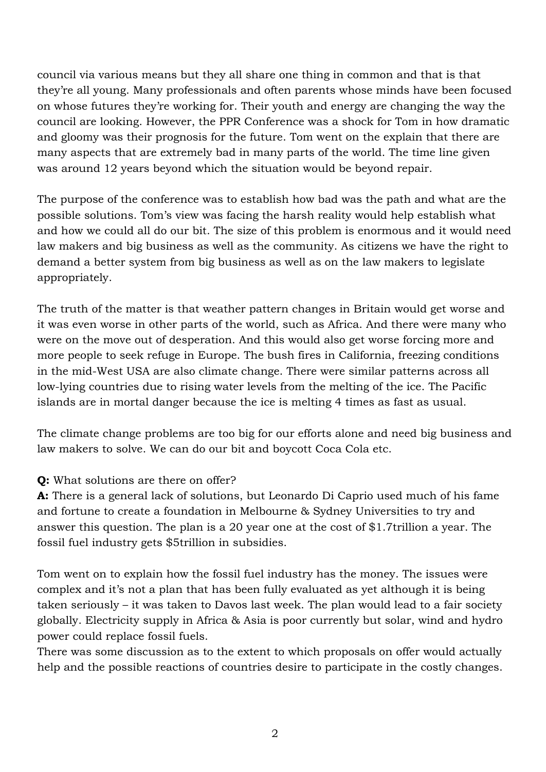council via various means but they all share one thing in common and that is that they're all young. Many professionals and often parents whose minds have been focused on whose futures they're working for. Their youth and energy are changing the way the council are looking. However, the PPR Conference was a shock for Tom in how dramatic and gloomy was their prognosis for the future. Tom went on the explain that there are many aspects that are extremely bad in many parts of the world. The time line given was around 12 years beyond which the situation would be beyond repair.

The purpose of the conference was to establish how bad was the path and what are the possible solutions. Tom's view was facing the harsh reality would help establish what and how we could all do our bit. The size of this problem is enormous and it would need law makers and big business as well as the community. As citizens we have the right to demand a better system from big business as well as on the law makers to legislate appropriately.

The truth of the matter is that weather pattern changes in Britain would get worse and it was even worse in other parts of the world, such as Africa. And there were many who were on the move out of desperation. And this would also get worse forcing more and more people to seek refuge in Europe. The bush fires in California, freezing conditions in the mid-West USA are also climate change. There were similar patterns across all low-lying countries due to rising water levels from the melting of the ice. The Pacific islands are in mortal danger because the ice is melting 4 times as fast as usual.

The climate change problems are too big for our efforts alone and need big business and law makers to solve. We can do our bit and boycott Coca Cola etc.

**Q:** What solutions are there on offer?
**A:** There is a general lack of solutions, but Leonardo Di Caprio used much of his fame and fortune to create a foundation in Melbourne & Sydney Universities to try and answer this question. The plan is a 20 year one at the cost of $1.7trillion a year. The fossil fuel industry gets $5trillion in subsidies.

Tom went on to explain how the fossil fuel industry has the money. The issues were complex and it's not a plan that has been fully evaluated as yet although it is being taken seriously – it was taken to Davos last week. The plan would lead to a fair society globally. Electricity supply in Africa & Asia is poor currently but solar, wind and hydro power could replace fossil fuels.
There was some discussion as to the extent to which proposals on offer would actually help and the possible reactions of countries desire to participate in the costly changes.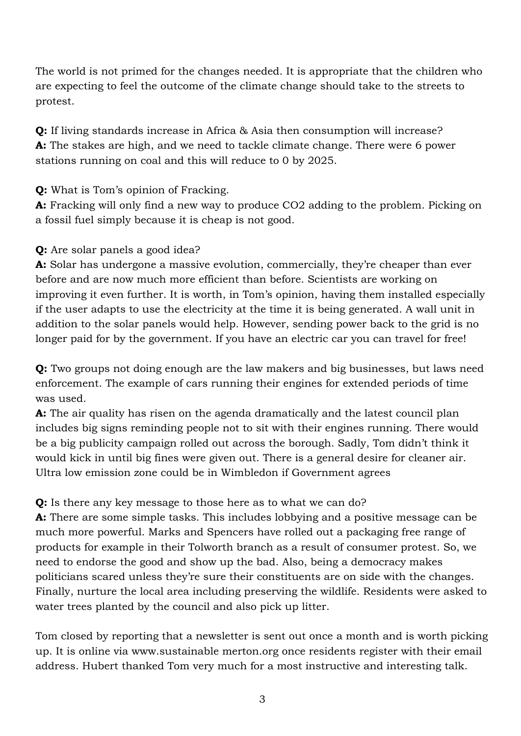The world is not primed for the changes needed. It is appropriate that the children who are expecting to feel the outcome of the climate change should take to the streets to protest.

**Q:** If living standards increase in Africa & Asia then consumption will increase?
**A:** The stakes are high, and we need to tackle climate change. There were 6 power stations running on coal and this will reduce to 0 by 2025.

**Q:** What is Tom's opinion of Fracking.
**A:** Fracking will only find a new way to produce CO2 adding to the problem. Picking on a fossil fuel simply because it is cheap is not good.

**Q:** Are solar panels a good idea?
**A:** Solar has undergone a massive evolution, commercially, they're cheaper than ever before and are now much more efficient than before. Scientists are working on improving it even further. It is worth, in Tom's opinion, having them installed especially if the user adapts to use the electricity at the time it is being generated. A wall unit in addition to the solar panels would help. However, sending power back to the grid is no longer paid for by the government. If you have an electric car you can travel for free!

**Q:** Two groups not doing enough are the law makers and big businesses, but laws need enforcement. The example of cars running their engines for extended periods of time was used.
**A:** The air quality has risen on the agenda dramatically and the latest council plan includes big signs reminding people not to sit with their engines running. There would be a big publicity campaign rolled out across the borough. Sadly, Tom didn't think it would kick in until big fines were given out. There is a general desire for cleaner air. Ultra low emission zone could be in Wimbledon if Government agrees

**Q:** Is there any key message to those here as to what we can do?
**A:** There are some simple tasks. This includes lobbying and a positive message can be much more powerful. Marks and Spencers have rolled out a packaging free range of products for example in their Tolworth branch as a result of consumer protest. So, we need to endorse the good and show up the bad. Also, being a democracy makes politicians scared unless they're sure their constituents are on side with the changes. Finally, nurture the local area including preserving the wildlife. Residents were asked to water trees planted by the council and also pick up litter.

Tom closed by reporting that a newsletter is sent out once a month and is worth picking up. It is online via www.sustainable merton.org once residents register with their email address. Hubert thanked Tom very much for a most instructive and interesting talk.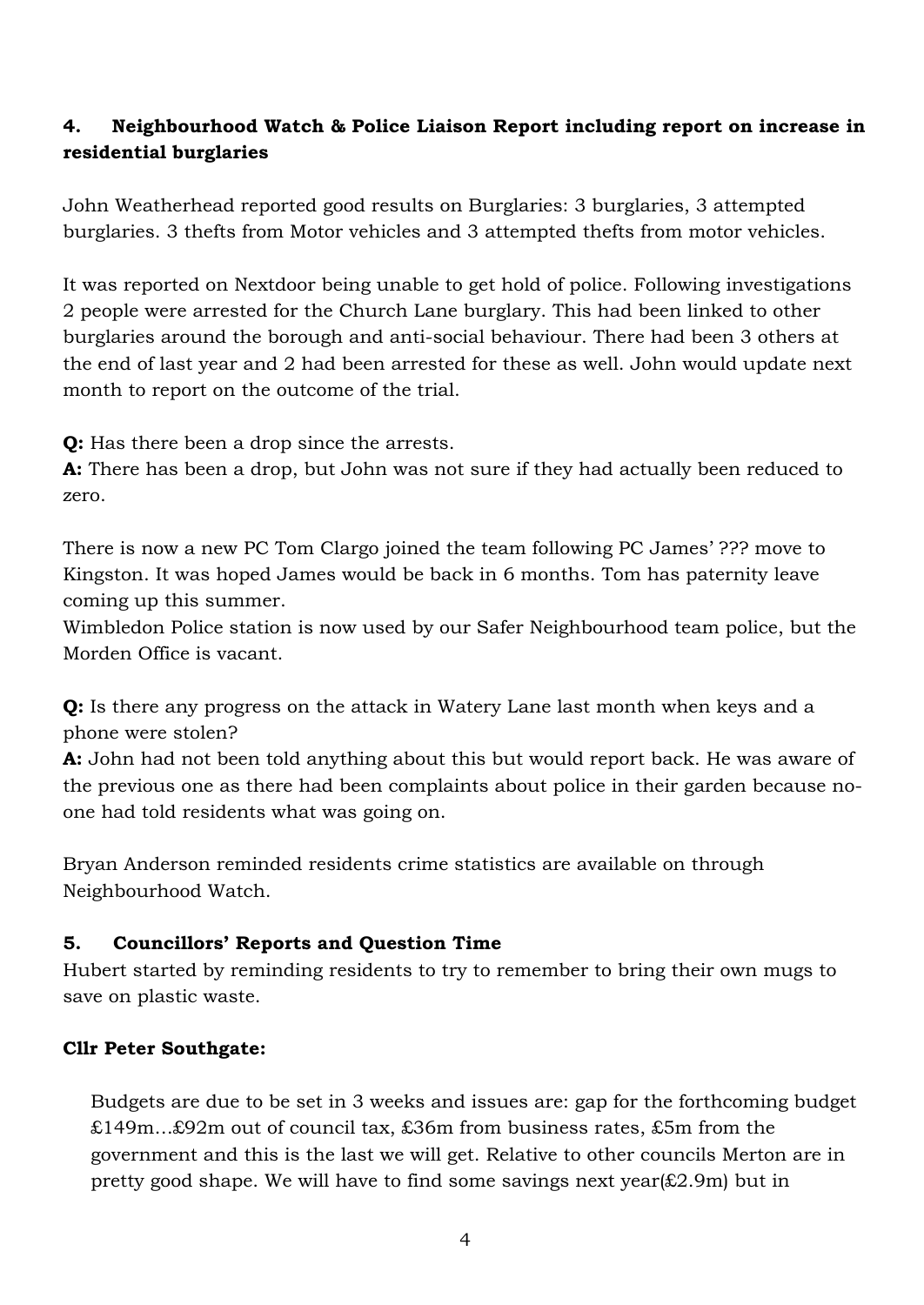## 4. Neighbourhood Watch & Police Liaison Report including report on increase in residential burglaries

John Weatherhead reported good results on Burglaries: 3 burglaries, 3 attempted burglaries. 3 thefts from Motor vehicles and 3 attempted thefts from motor vehicles.

It was reported on Nextdoor being unable to get hold of police. Following investigations 2 people were arrested for the Church Lane burglary. This had been linked to other burglaries around the borough and anti-social behaviour. There had been 3 others at the end of last year and 2 had been arrested for these as well. John would update next month to report on the outcome of the trial.

**Q:** Has there been a drop since the arrests.
**A:** There has been a drop, but John was not sure if they had actually been reduced to zero.

There is now a new PC Tom Clargo joined the team following PC James' ??? move to Kingston. It was hoped James would be back in 6 months. Tom has paternity leave coming up this summer.
Wimbledon Police station is now used by our Safer Neighbourhood team police, but the Morden Office is vacant.

**Q:** Is there any progress on the attack in Watery Lane last month when keys and a phone were stolen?
**A:** John had not been told anything about this but would report back. He was aware of the previous one as there had been complaints about police in their garden because no-one had told residents what was going on.

Bryan Anderson reminded residents crime statistics are available on through Neighbourhood Watch.

## 5. Councillors' Reports and Question Time

Hubert started by reminding residents to try to remember to bring their own mugs to save on plastic waste.

### Cllr Peter Southgate:

Budgets are due to be set in 3 weeks and issues are: gap for the forthcoming budget £149m…£92m out of council tax, £36m from business rates, £5m from the government and this is the last we will get. Relative to other councils Merton are in pretty good shape. We will have to find some savings next year(£2.9m) but in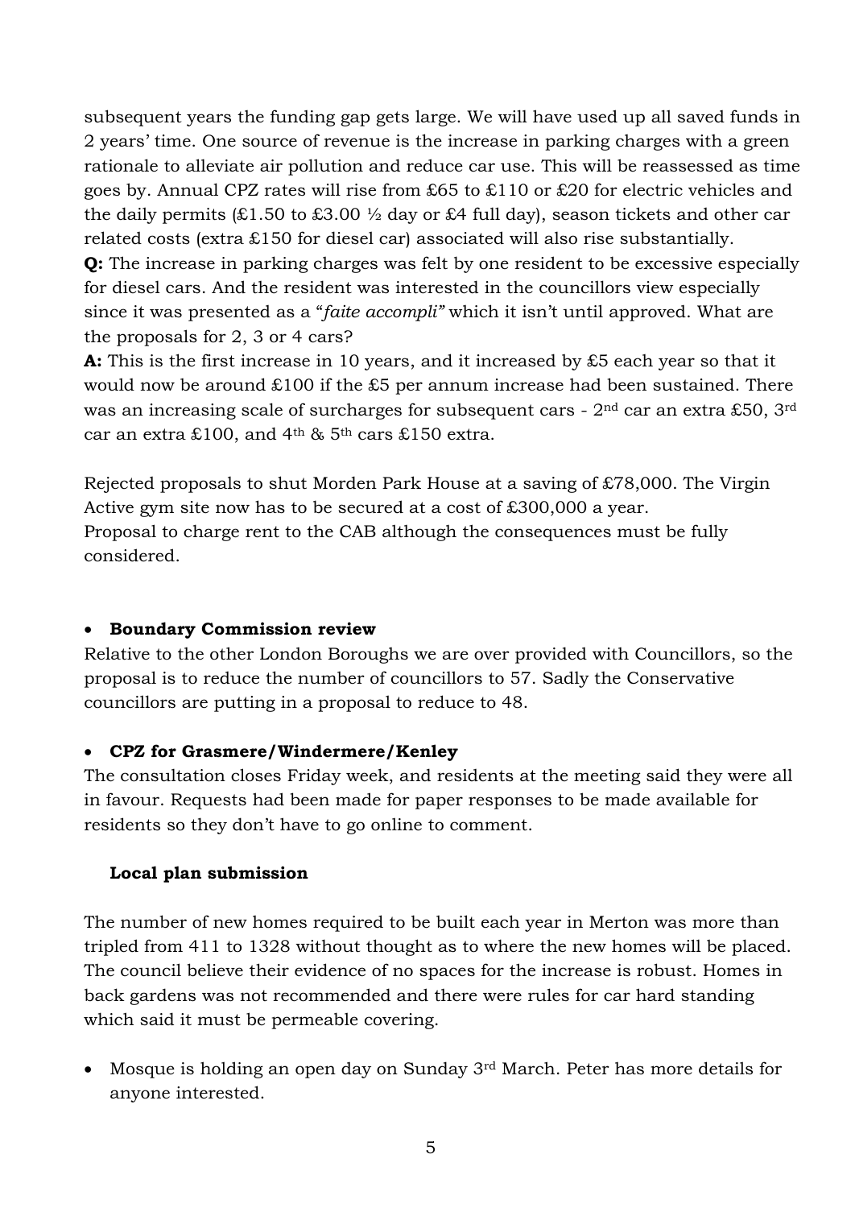subsequent years the funding gap gets large. We will have used up all saved funds in 2 years' time. One source of revenue is the increase in parking charges with a green rationale to alleviate air pollution and reduce car use. This will be reassessed as time goes by. Annual CPZ rates will rise from £65 to £110 or £20 for electric vehicles and the daily permits (£1.50 to £3.00 ½ day or £4 full day), season tickets and other car related costs (extra £150 for diesel car) associated will also rise substantially.

**Q:** The increase in parking charges was felt by one resident to be excessive especially for diesel cars. And the resident was interested in the councillors view especially since it was presented as a "*faite accompli"* which it isn't until approved. What are the proposals for 2, 3 or 4 cars?

**A:** This is the first increase in 10 years, and it increased by £5 each year so that it would now be around £100 if the £5 per annum increase had been sustained. There was an increasing scale of surcharges for subsequent cars - 2nd car an extra £50, 3rd car an extra £100, and 4th & 5th cars £150 extra.

Rejected proposals to shut Morden Park House at a saving of £78,000. The Virgin Active gym site now has to be secured at a cost of £300,000 a year.
Proposal to charge rent to the CAB although the consequences must be fully considered.

- **Boundary Commission review**

Relative to the other London Boroughs we are over provided with Councillors, so the proposal is to reduce the number of councillors to 57. Sadly the Conservative councillors are putting in a proposal to reduce to 48.

- **CPZ for Grasmere/Windermere/Kenley**

The consultation closes Friday week, and residents at the meeting said they were all in favour. Requests had been made for paper responses to be made available for residents so they don't have to go online to comment.

**Local plan submission**

The number of new homes required to be built each year in Merton was more than tripled from 411 to 1328 without thought as to where the new homes will be placed. The council believe their evidence of no spaces for the increase is robust. Homes in back gardens was not recommended and there were rules for car hard standing which said it must be permeable covering.

- Mosque is holding an open day on Sunday 3rd March. Peter has more details for anyone interested.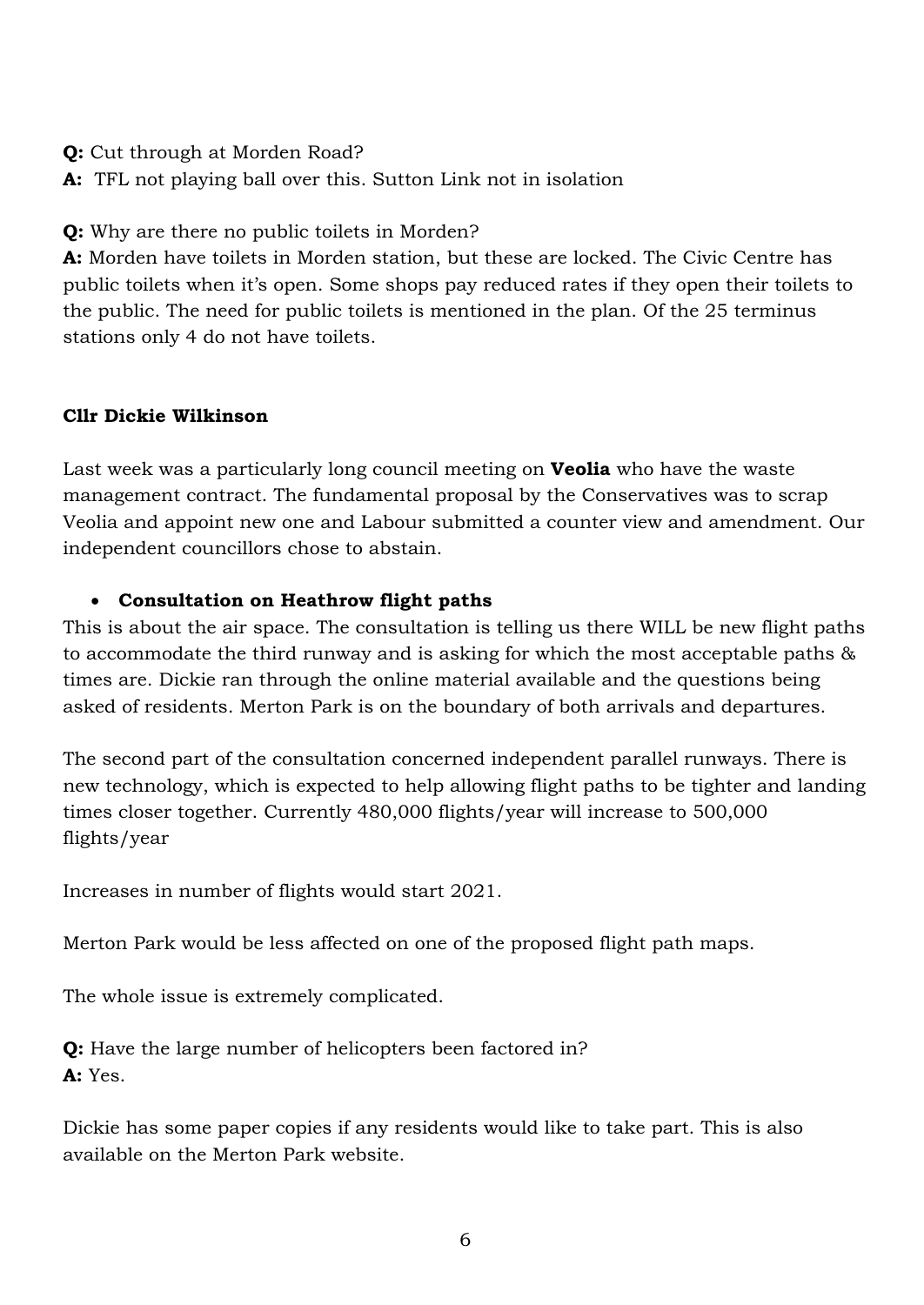**Q:** Cut through at Morden Road?
**A:** TFL not playing ball over this. Sutton Link not in isolation

**Q:** Why are there no public toilets in Morden?
**A:** Morden have toilets in Morden station, but these are locked. The Civic Centre has public toilets when it's open. Some shops pay reduced rates if they open their toilets to the public. The need for public toilets is mentioned in the plan. Of the 25 terminus stations only 4 do not have toilets.

**Cllr Dickie Wilkinson**

Last week was a particularly long council meeting on **Veolia** who have the waste management contract. The fundamental proposal by the Conservatives was to scrap Veolia and appoint new one and Labour submitted a counter view and amendment. Our independent councillors chose to abstain.

- **Consultation on Heathrow flight paths**

This is about the air space. The consultation is telling us there WILL be new flight paths to accommodate the third runway and is asking for which the most acceptable paths & times are. Dickie ran through the online material available and the questions being asked of residents. Merton Park is on the boundary of both arrivals and departures.

The second part of the consultation concerned independent parallel runways. There is new technology, which is expected to help allowing flight paths to be tighter and landing times closer together. Currently 480,000 flights/year will increase to 500,000 flights/year

Increases in number of flights would start 2021.

Merton Park would be less affected on one of the proposed flight path maps.

The whole issue is extremely complicated.

**Q:** Have the large number of helicopters been factored in?
**A:** Yes.

Dickie has some paper copies if any residents would like to take part. This is also available on the Merton Park website.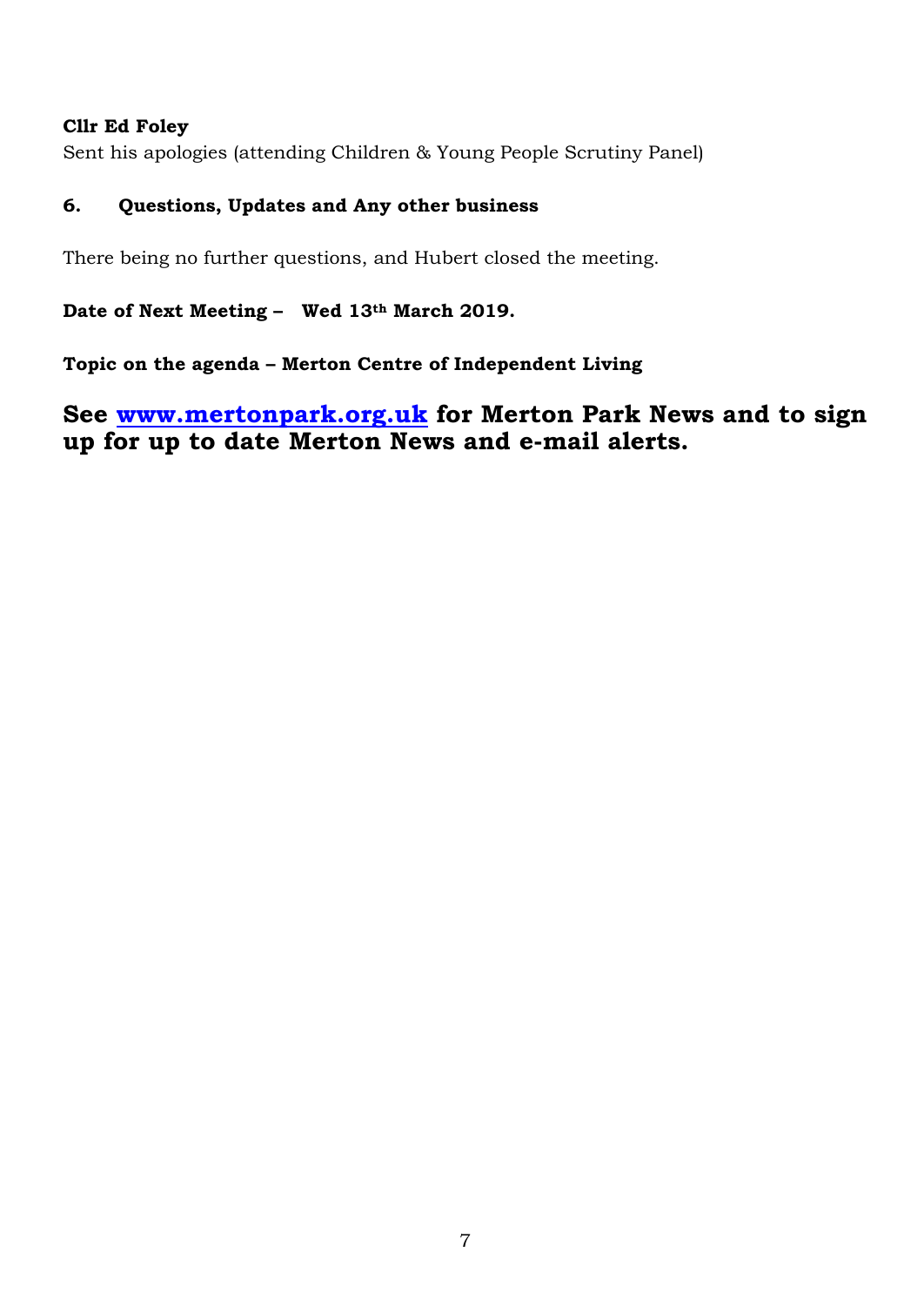**Cllr Ed Foley**
Sent his apologies (attending Children & Young People Scrutiny Panel)

**6. Questions, Updates and Any other business**

There being no further questions, and Hubert closed the meeting.

**Date of Next Meeting – Wed 13th March 2019.**

**Topic on the agenda – Merton Centre of Independent Living**

## See [www.mertonpark.org.uk](http://www.mertonpark.org.uk) for Merton Park News and to sign up for up to date Merton News and e-mail alerts.